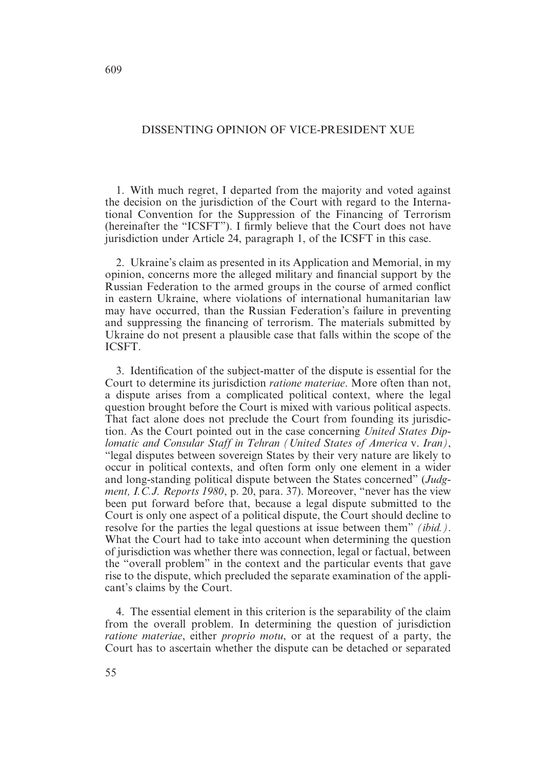## DISSENTING OPINION OF VICE-PRESIDENT XUE

1. With much regret, I departed from the majority and voted against the decision on the jurisdiction of the Court with regard to the International Convention for the Suppression of the Financing of Terrorism (hereinafter the "ICSFT"). I firmly believe that the Court does not have jurisdiction under Article 24, paragraph 1, of the ICSFT in this case.

2. Ukraine's claim as presented in its Application and Memorial, in my opinion, concerns more the alleged military and financial support by the Russian Federation to the armed groups in the course of armed conflict in eastern Ukraine, where violations of international humanitarian law may have occurred, than the Russian Federation's failure in preventing and suppressing the financing of terrorism. The materials submitted by Ukraine do not present a plausible case that falls within the scope of the ICSFT.

3. Identification of the subject-matter of the dispute is essential for the Court to determine its jurisdiction *ratione materiae*. More often than not, a dispute arises from a complicated political context, where the legal question brought before the Court is mixed with various political aspects. That fact alone does not preclude the Court from founding its jurisdiction. As the Court pointed out in the case concerning *United States Diplomatic and Consular Staff in Tehran (United States of America* v. *Iran)*, "legal disputes between sovereign States by their very nature are likely to occur in political contexts, and often form only one element in a wider and long-standing political dispute between the States concerned" (*Judgment, I.C.J. Reports 1980*, p. 20, para. 37). Moreover, "never has the view been put forward before that, because a legal dispute submitted to the Court is only one aspect of a political dispute, the Court should decline to resolve for the parties the legal questions at issue between them" *(ibid.)*. What the Court had to take into account when determining the question of jurisdiction was whether there was connection, legal or factual, between the "overall problem" in the context and the particular events that gave rise to the dispute, which precluded the separate examination of the applicant's claims by the Court.

4. The essential element in this criterion is the separability of the claim from the overall problem. In determining the question of jurisdiction *ratione materiae*, either *proprio motu*, or at the request of a party, the Court has to ascertain whether the dispute can be detached or separated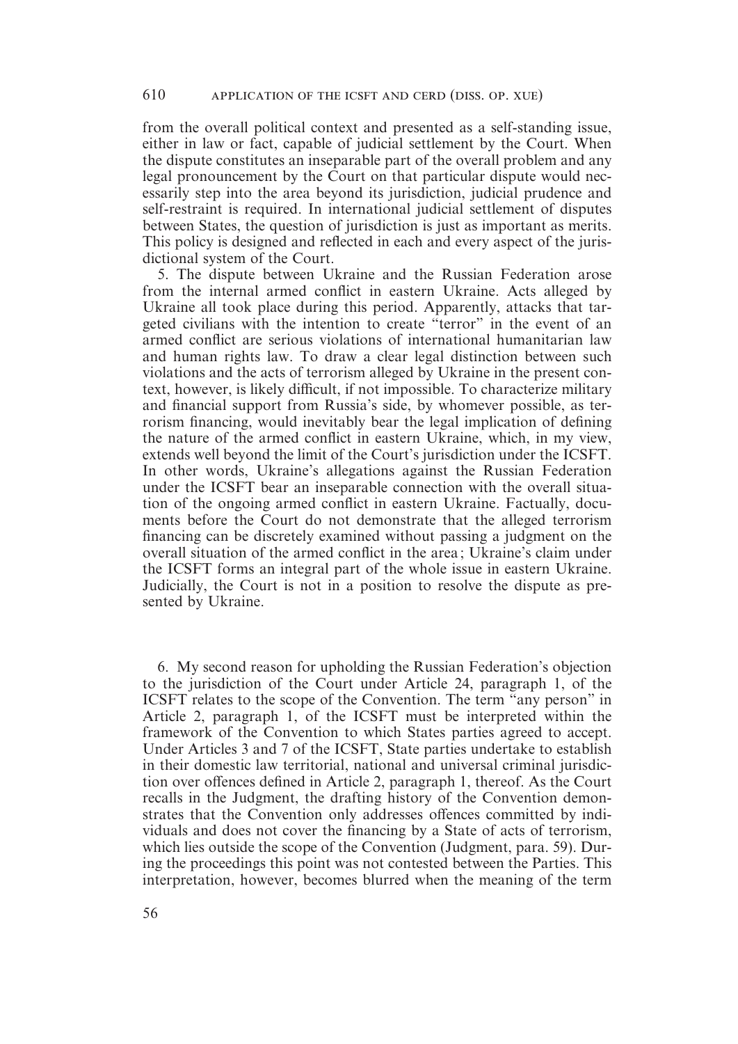from the overall political context and presented as a self-standing issue, either in law or fact, capable of judicial settlement by the Court. When the dispute constitutes an inseparable part of the overall problem and any legal pronouncement by the Court on that particular dispute would necessarily step into the area beyond its jurisdiction, judicial prudence and self-restraint is required. In international judicial settlement of disputes between States, the question of jurisdiction is just as important as merits. This policy is designed and reflected in each and every aspect of the jurisdictional system of the Court.

5. The dispute between Ukraine and the Russian Federation arose from the internal armed conflict in eastern Ukraine. Acts alleged by Ukraine all took place during this period. Apparently, attacks that targeted civilians with the intention to create "terror" in the event of an armed conflict are serious violations of international humanitarian law and human rights law. To draw a clear legal distinction between such violations and the acts of terrorism alleged by Ukraine in the present context, however, is likely difficult, if not impossible. To characterize military and financial support from Russia's side, by whomever possible, as terrorism financing, would inevitably bear the legal implication of defining the nature of the armed conflict in eastern Ukraine, which, in my view, extends well beyond the limit of the Court's jurisdiction under the ICSFT. In other words, Ukraine's allegations against the Russian Federation under the ICSFT bear an inseparable connection with the overall situation of the ongoing armed conflict in eastern Ukraine. Factually, documents before the Court do not demonstrate that the alleged terrorism financing can be discretely examined without passing a judgment on the overall situation of the armed conflict in the area; Ukraine's claim under the ICSFT forms an integral part of the whole issue in eastern Ukraine. Judicially, the Court is not in a position to resolve the dispute as presented by Ukraine.

6. My second reason for upholding the Russian Federation's objection to the jurisdiction of the Court under Article 24, paragraph 1, of the ICSFT relates to the scope of the Convention. The term "any person" in Article 2, paragraph 1, of the ICSFT must be interpreted within the framework of the Convention to which States parties agreed to accept. Under Articles 3 and 7 of the ICSFT, State parties undertake to establish in their domestic law territorial, national and universal criminal jurisdiction over offences defined in Article 2, paragraph 1, thereof. As the Court recalls in the Judgment, the drafting history of the Convention demonstrates that the Convention only addresses offences committed by individuals and does not cover the financing by a State of acts of terrorism, which lies outside the scope of the Convention (Judgment, para. 59). During the proceedings this point was not contested between the Parties. This interpretation, however, becomes blurred when the meaning of the term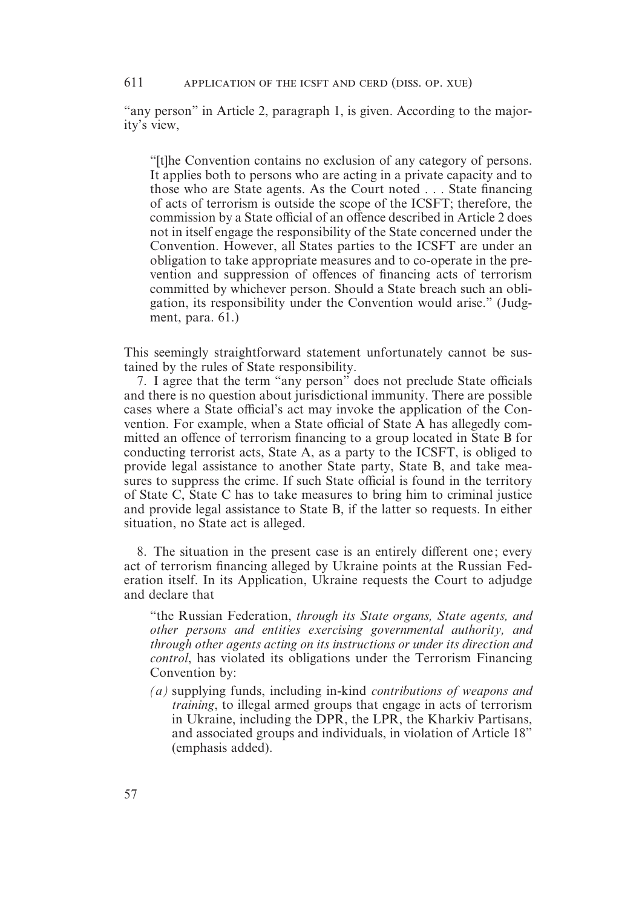"any person" in Article 2, paragraph 1, is given. According to the majority's view,

> "[t]he Convention contains no exclusion of any category of persons. It applies both to persons who are acting in a private capacity and to those who are State agents. As the Court noted . . . State financing of acts of terrorism is outside the scope of the ICSFT; therefore, the commission by a State official of an offence described in Article 2 does not in itself engage the responsibility of the State concerned under the Convention. However, all States parties to the ICSFT are under an obligation to take appropriate measures and to co-operate in the prevention and suppression of offences of financing acts of terrorism committed by whichever person. Should a State breach such an obligation, its responsibility under the Convention would arise." (Judgment, para. 61.)

This seemingly straightforward statement unfortunately cannot be sustained by the rules of State responsibility.

7. I agree that the term "any person" does not preclude State officials and there is no question about jurisdictional immunity. There are possible cases where a State official's act may invoke the application of the Convention. For example, when a State official of State A has allegedly committed an offence of terrorism financing to a group located in State B for conducting terrorist acts, State A, as a party to the ICSFT, is obliged to provide legal assistance to another State party, State B, and take measures to suppress the crime. If such State official is found in the territory of State C, State C has to take measures to bring him to criminal justice and provide legal assistance to State B, if the latter so requests. In either situation, no State act is alleged.

8. The situation in the present case is an entirely different one; every act of terrorism financing alleged by Ukraine points at the Russian Federation itself. In its Application, Ukraine requests the Court to adjudge and declare that

> "the Russian Federation, *through its State organs, State agents, and other persons and entities exercising governmental authority, and through other agents acting on its instructions or under its direction and control*, has violated its obligations under the Terrorism Financing Convention by:
>
> *(a)* supplying funds, including in-kind *contributions of weapons and training*, to illegal armed groups that engage in acts of terrorism in Ukraine, including the DPR, the LPR, the Kharkiv Partisans, and associated groups and individuals, in violation of Article 18" (emphasis added).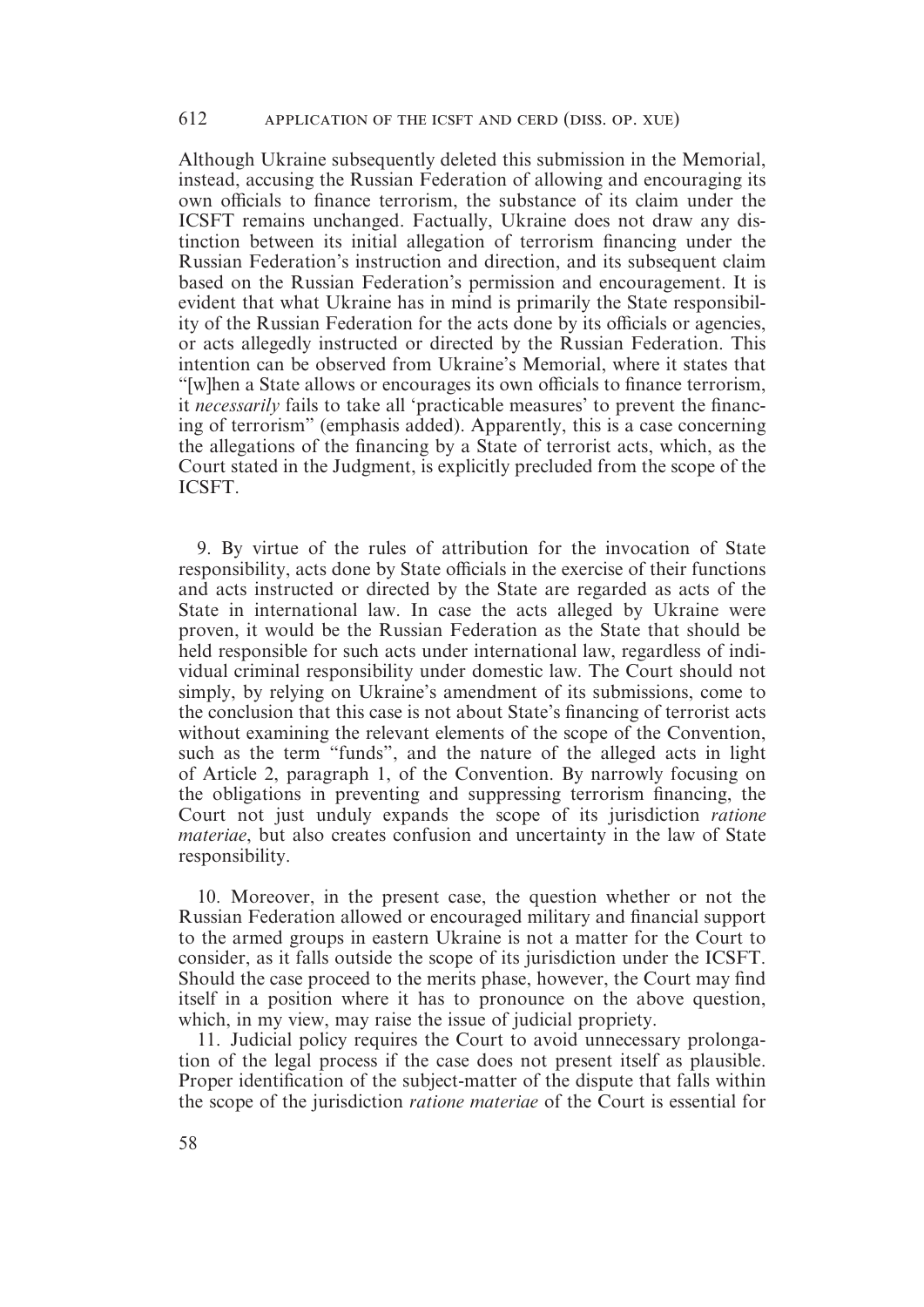Although Ukraine subsequently deleted this submission in the Memorial, instead, accusing the Russian Federation of allowing and encouraging its own officials to finance terrorism, the substance of its claim under the ICSFT remains unchanged. Factually, Ukraine does not draw any distinction between its initial allegation of terrorism financing under the Russian Federation's instruction and direction, and its subsequent claim based on the Russian Federation's permission and encouragement. It is evident that what Ukraine has in mind is primarily the State responsibility of the Russian Federation for the acts done by its officials or agencies, or acts allegedly instructed or directed by the Russian Federation. This intention can be observed from Ukraine's Memorial, where it states that "[w]hen a State allows or encourages its own officials to finance terrorism, it *necessarily* fails to take all 'practicable measures' to prevent the financing of terrorism" (emphasis added). Apparently, this is a case concerning the allegations of the financing by a State of terrorist acts, which, as the Court stated in the Judgment, is explicitly precluded from the scope of the ICSFT.

9. By virtue of the rules of attribution for the invocation of State responsibility, acts done by State officials in the exercise of their functions and acts instructed or directed by the State are regarded as acts of the State in international law. In case the acts alleged by Ukraine were proven, it would be the Russian Federation as the State that should be held responsible for such acts under international law, regardless of individual criminal responsibility under domestic law. The Court should not simply, by relying on Ukraine's amendment of its submissions, come to the conclusion that this case is not about State's financing of terrorist acts without examining the relevant elements of the scope of the Convention, such as the term "funds", and the nature of the alleged acts in light of Article 2, paragraph 1, of the Convention. By narrowly focusing on the obligations in preventing and suppressing terrorism financing, the Court not just unduly expands the scope of its jurisdiction *ratione materiae*, but also creates confusion and uncertainty in the law of State responsibility.

10. Moreover, in the present case, the question whether or not the Russian Federation allowed or encouraged military and financial support to the armed groups in eastern Ukraine is not a matter for the Court to consider, as it falls outside the scope of its jurisdiction under the ICSFT. Should the case proceed to the merits phase, however, the Court may find itself in a position where it has to pronounce on the above question, which, in my view, may raise the issue of judicial propriety.

11. Judicial policy requires the Court to avoid unnecessary prolongation of the legal process if the case does not present itself as plausible. Proper identification of the subject-matter of the dispute that falls within the scope of the jurisdiction *ratione materiae* of the Court is essential for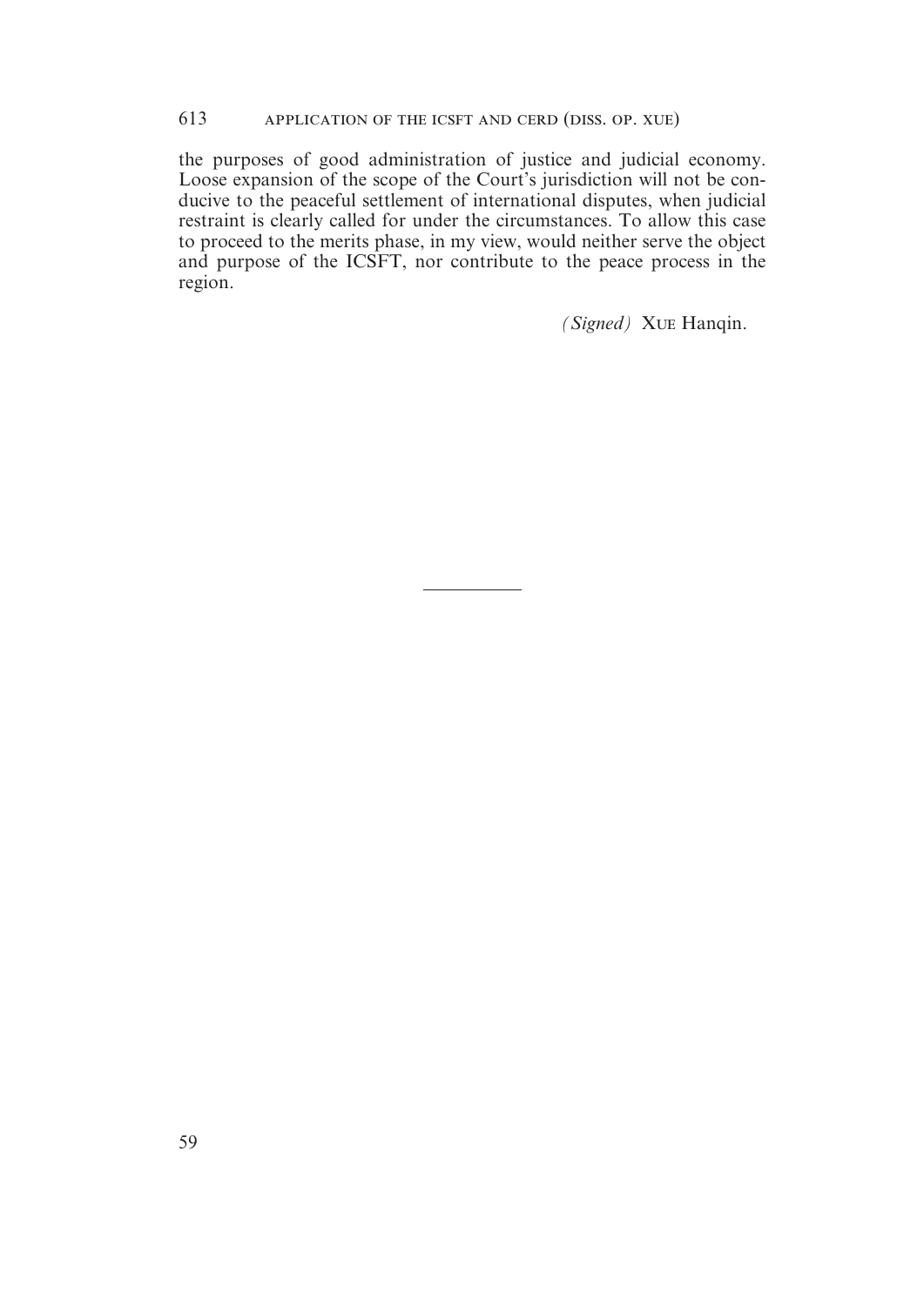the purposes of good administration of justice and judicial economy. Loose expansion of the scope of the Court's jurisdiction will not be conducive to the peaceful settlement of international disputes, when judicial restraint is clearly called for under the circumstances. To allow this case to proceed to the merits phase, in my view, would neither serve the object and purpose of the ICSFT, nor contribute to the peace process in the region.

*(Signed)* Xue Hanqin.